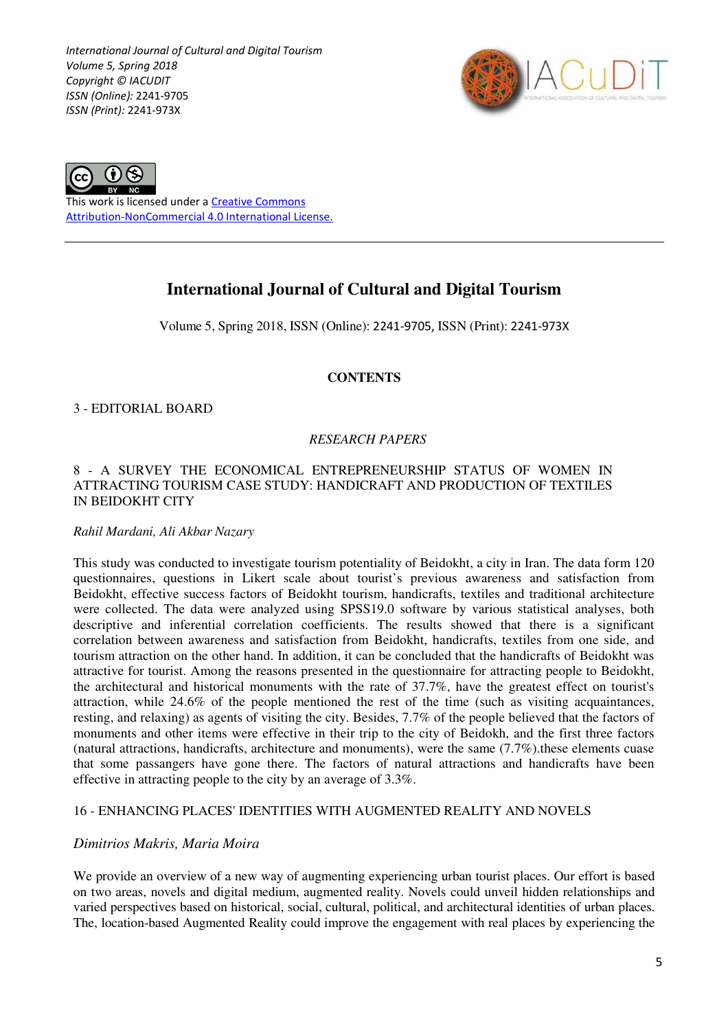International Journal of Cultural and Digital Tourism
Volume 5, Spring 2018
Copyright © IACUDIT
ISSN (Online): 2241-9705
ISSN (Print): 2241-973X

This work is licensed under a [Creative Commons Attribution-NonCommercial 4.0 International License.]

# International Journal of Cultural and Digital Tourism

Volume 5, Spring 2018, ISSN (Online): 2241-9705, ISSN (Print): 2241-973X

## CONTENTS

3 - EDITORIAL BOARD

*RESEARCH PAPERS*

8 - A SURVEY THE ECONOMICAL ENTREPRENEURSHIP STATUS OF WOMEN IN ATTRACTING TOURISM CASE STUDY: HANDICRAFT AND PRODUCTION OF TEXTILES IN BEIDOKHT CITY

*Rahil Mardani, Ali Akbar Nazary*

This study was conducted to investigate tourism potentiality of Beidokht, a city in Iran. The data form 120 questionnaires, questions in Likert scale about tourist's previous awareness and satisfaction from Beidokht, effective success factors of Beidokht tourism, handicrafts, textiles and traditional architecture were collected. The data were analyzed using SPSS19.0 software by various statistical analyses, both descriptive and inferential correlation coefficients. The results showed that there is a significant correlation between awareness and satisfaction from Beidokht, handicrafts, textiles from one side, and tourism attraction on the other hand. In addition, it can be concluded that the handicrafts of Beidokht was attractive for tourist. Among the reasons presented in the questionnaire for attracting people to Beidokht, the architectural and historical monuments with the rate of 37.7%, have the greatest effect on tourist's attraction, while 24.6% of the people mentioned the rest of the time (such as visiting acquaintances, resting, and relaxing) as agents of visiting the city. Besides, 7.7% of the people believed that the factors of monuments and other items were effective in their trip to the city of Beidokh, and the first three factors (natural attractions, handicrafts, architecture and monuments), were the same (7.7%).these elements cuase that some passangers have gone there. The factors of natural attractions and handicrafts have been effective in attracting people to the city by an average of 3.3%.

16 - ENHANCING PLACES' IDENTITIES WITH AUGMENTED REALITY AND NOVELS

*Dimitrios Makris, Maria Moira*

We provide an overview of a new way of augmenting experiencing urban tourist places. Our effort is based on two areas, novels and digital medium, augmented reality. Novels could unveil hidden relationships and varied perspectives based on historical, social, cultural, political, and architectural identities of urban places. The, location-based Augmented Reality could improve the engagement with real places by experiencing the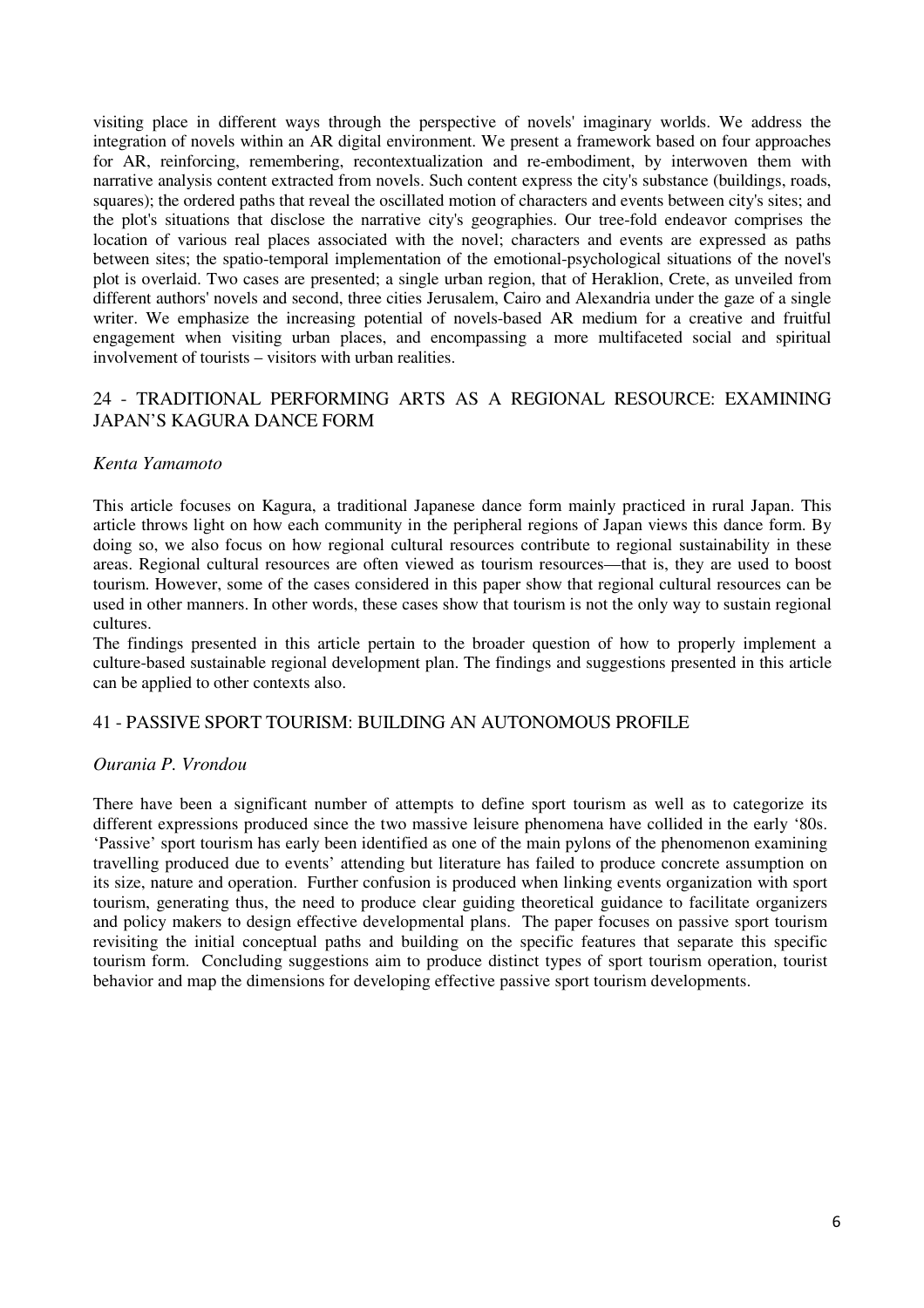visiting place in different ways through the perspective of novels' imaginary worlds. We address the integration of novels within an AR digital environment. We present a framework based on four approaches for AR, reinforcing, remembering, recontextualization and re-embodiment, by interwoven them with narrative analysis content extracted from novels. Such content express the city's substance (buildings, roads, squares); the ordered paths that reveal the oscillated motion of characters and events between city's sites; and the plot's situations that disclose the narrative city's geographies. Our tree-fold endeavor comprises the location of various real places associated with the novel; characters and events are expressed as paths between sites; the spatio-temporal implementation of the emotional-psychological situations of the novel's plot is overlaid. Two cases are presented; a single urban region, that of Heraklion, Crete, as unveiled from different authors' novels and second, three cities Jerusalem, Cairo and Alexandria under the gaze of a single writer. We emphasize the increasing potential of novels-based AR medium for a creative and fruitful engagement when visiting urban places, and encompassing a more multifaceted social and spiritual involvement of tourists – visitors with urban realities.

## 24 - TRADITIONAL PERFORMING ARTS AS A REGIONAL RESOURCE: EXAMINING JAPAN'S KAGURA DANCE FORM

*Kenta Yamamoto*

This article focuses on Kagura, a traditional Japanese dance form mainly practiced in rural Japan. This article throws light on how each community in the peripheral regions of Japan views this dance form. By doing so, we also focus on how regional cultural resources contribute to regional sustainability in these areas. Regional cultural resources are often viewed as tourism resources—that is, they are used to boost tourism. However, some of the cases considered in this paper show that regional cultural resources can be used in other manners. In other words, these cases show that tourism is not the only way to sustain regional cultures.

The findings presented in this article pertain to the broader question of how to properly implement a culture-based sustainable regional development plan. The findings and suggestions presented in this article can be applied to other contexts also.

## 41 - PASSIVE SPORT TOURISM: BUILDING AN AUTONOMOUS PROFILE

*Ourania P. Vrondou*

There have been a significant number of attempts to define sport tourism as well as to categorize its different expressions produced since the two massive leisure phenomena have collided in the early '80s. 'Passive' sport tourism has early been identified as one of the main pylons of the phenomenon examining travelling produced due to events' attending but literature has failed to produce concrete assumption on its size, nature and operation. Further confusion is produced when linking events organization with sport tourism, generating thus, the need to produce clear guiding theoretical guidance to facilitate organizers and policy makers to design effective developmental plans. The paper focuses on passive sport tourism revisiting the initial conceptual paths and building on the specific features that separate this specific tourism form. Concluding suggestions aim to produce distinct types of sport tourism operation, tourist behavior and map the dimensions for developing effective passive sport tourism developments.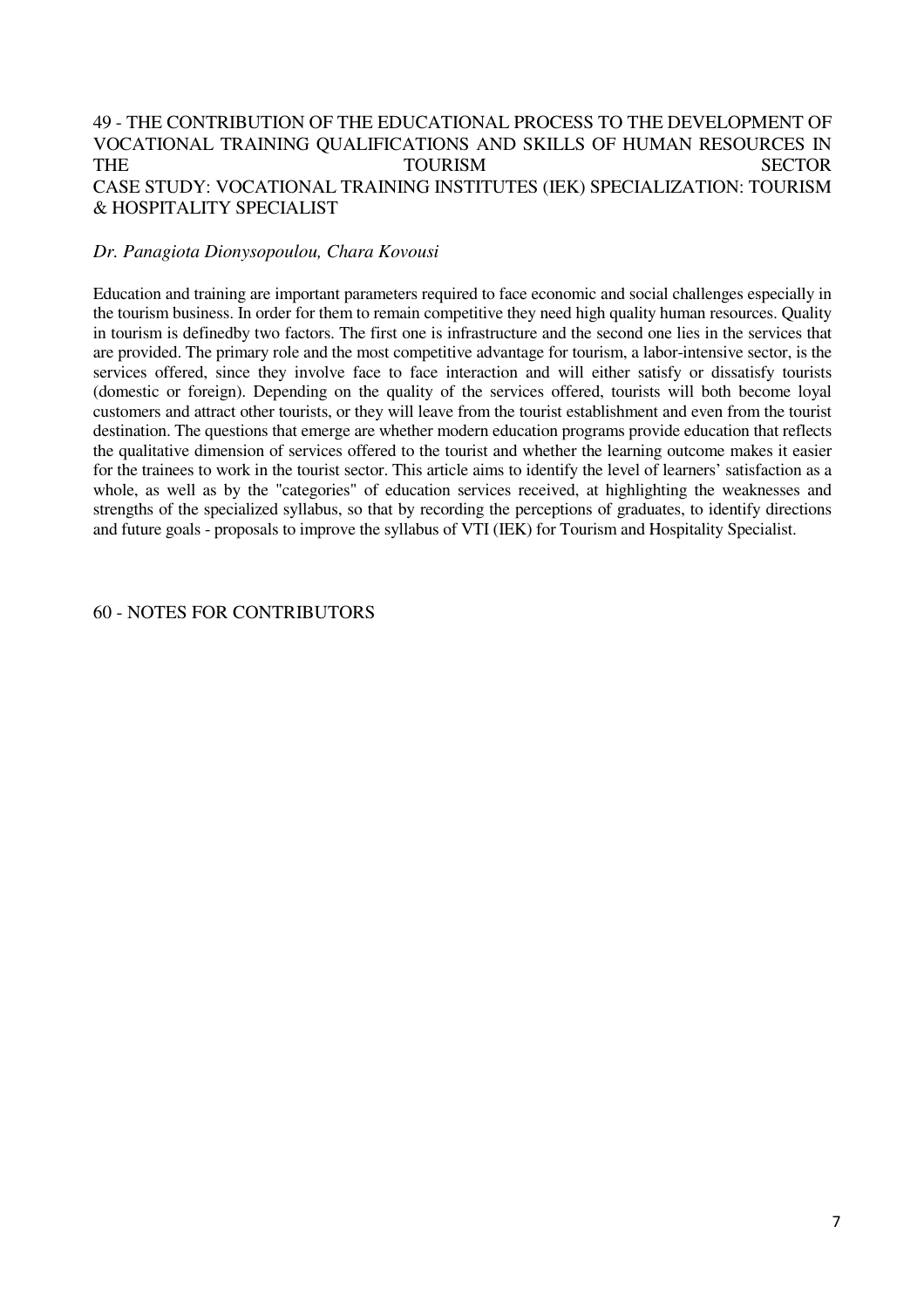## 49 - THE CONTRIBUTION OF THE EDUCATIONAL PROCESS TO THE DEVELOPMENT OF VOCATIONAL TRAINING QUALIFICATIONS AND SKILLS OF HUMAN RESOURCES IN THE TOURISM SECTOR CASE STUDY: VOCATIONAL TRAINING INSTITUTES (IEK) SPECIALIZATION: TOURISM & HOSPITALITY SPECIALIST

*Dr. Panagiota Dionysopoulou, Chara Kovousi*

Education and training are important parameters required to face economic and social challenges especially in the tourism business. In order for them to remain competitive they need high quality human resources. Quality in tourism is definedby two factors. The first one is infrastructure and the second one lies in the services that are provided. The primary role and the most competitive advantage for tourism, a labor-intensive sector, is the services offered, since they involve face to face interaction and will either satisfy or dissatisfy tourists (domestic or foreign). Depending on the quality of the services offered, tourists will both become loyal customers and attract other tourists, or they will leave from the tourist establishment and even from the tourist destination. The questions that emerge are whether modern education programs provide education that reflects the qualitative dimension of services offered to the tourist and whether the learning outcome makes it easier for the trainees to work in the tourist sector. This article aims to identify the level of learners' satisfaction as a whole, as well as by the "categories" of education services received, at highlighting the weaknesses and strengths of the specialized syllabus, so that by recording the perceptions of graduates, to identify directions and future goals - proposals to improve the syllabus of VTI (IEK) for Tourism and Hospitality Specialist.

## 60 - NOTES FOR CONTRIBUTORS